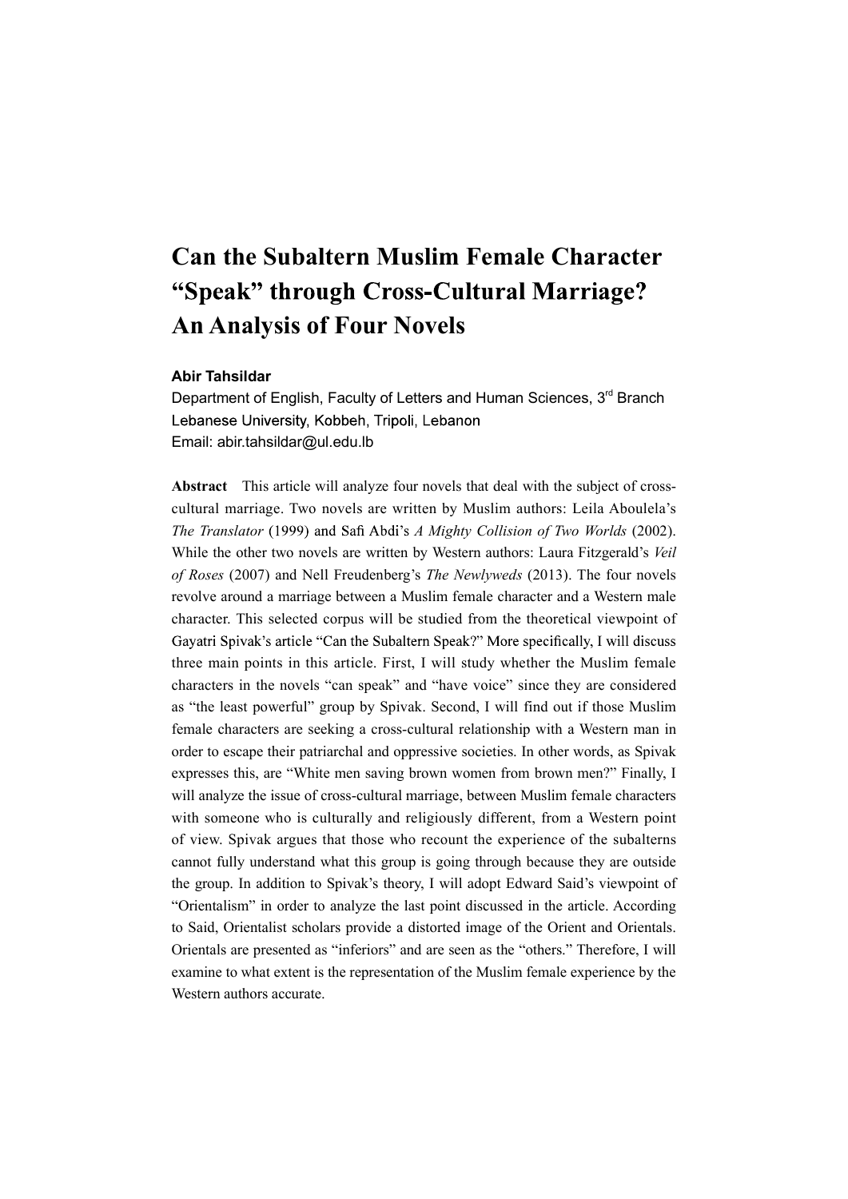# Can the Subaltern Muslim Female Character "Speak" through Cross-Cultural Marriage? An Analysis of Four Novels

**Abir Tahsildar**

Department of English, Faculty of Letters and Human Sciences, 3rd Branch
Lebanese University, Kobbeh, Tripoli, Lebanon
Email: abir.tahsildar@ul.edu.lb

**Abstract** This article will analyze four novels that deal with the subject of cross-cultural marriage. Two novels are written by Muslim authors: Leila Aboulela's *The Translator* (1999) and Safi Abdi's *A Mighty Collision of Two Worlds* (2002). While the other two novels are written by Western authors: Laura Fitzgerald's *Veil of Roses* (2007) and Nell Freudenberg's *The Newlyweds* (2013). The four novels revolve around a marriage between a Muslim female character and a Western male character. This selected corpus will be studied from the theoretical viewpoint of Gayatri Spivak's article "Can the Subaltern Speak?" More specifically, I will discuss three main points in this article. First, I will study whether the Muslim female characters in the novels "can speak" and "have voice" since they are considered as "the least powerful" group by Spivak. Second, I will find out if those Muslim female characters are seeking a cross-cultural relationship with a Western man in order to escape their patriarchal and oppressive societies. In other words, as Spivak expresses this, are "White men saving brown women from brown men?" Finally, I will analyze the issue of cross-cultural marriage, between Muslim female characters with someone who is culturally and religiously different, from a Western point of view. Spivak argues that those who recount the experience of the subalterns cannot fully understand what this group is going through because they are outside the group. In addition to Spivak's theory, I will adopt Edward Said's viewpoint of "Orientalism" in order to analyze the last point discussed in the article. According to Said, Orientalist scholars provide a distorted image of the Orient and Orientals. Orientals are presented as "inferiors" and are seen as the "others." Therefore, I will examine to what extent is the representation of the Muslim female experience by the Western authors accurate.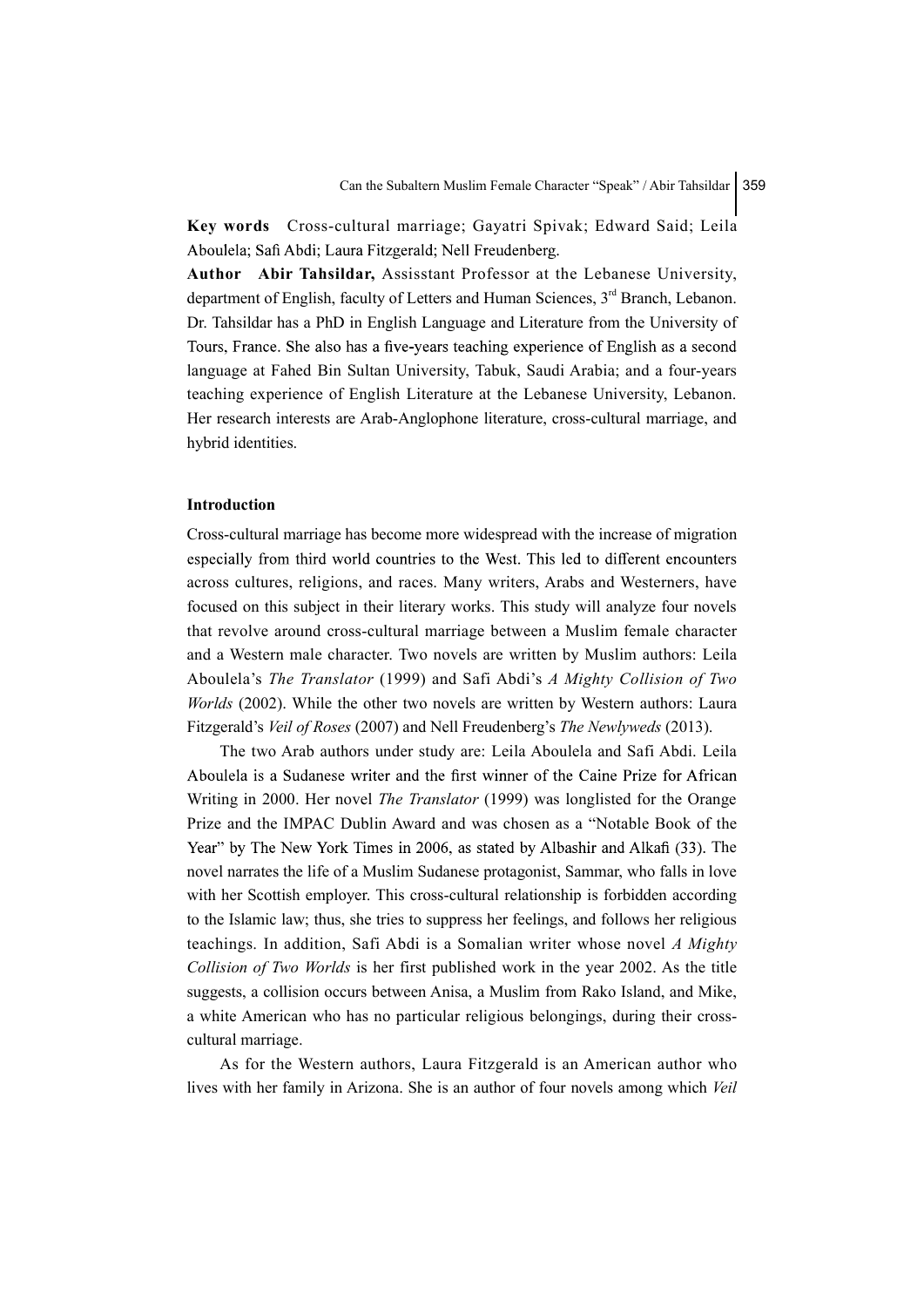**Key words** Cross-cultural marriage; Gayatri Spivak; Edward Said; Leila Aboulela; Safi Abdi; Laura Fitzgerald; Nell Freudenberg.

**Author** **Abir Tahsildar,** Assisstant Professor at the Lebanese University, department of English, faculty of Letters and Human Sciences, 3rd Branch, Lebanon. Dr. Tahsildar has a PhD in English Language and Literature from the University of Tours, France. She also has a five-years teaching experience of English as a second language at Fahed Bin Sultan University, Tabuk, Saudi Arabia; and a four-years teaching experience of English Literature at the Lebanese University, Lebanon. Her research interests are Arab-Anglophone literature, cross-cultural marriage, and hybrid identities.

## Introduction

Cross-cultural marriage has become more widespread with the increase of migration especially from third world countries to the West. This led to different encounters across cultures, religions, and races. Many writers, Arabs and Westerners, have focused on this subject in their literary works. This study will analyze four novels that revolve around cross-cultural marriage between a Muslim female character and a Western male character. Two novels are written by Muslim authors: Leila Aboulela's *The Translator* (1999) and Safi Abdi's *A Mighty Collision of Two Worlds* (2002). While the other two novels are written by Western authors: Laura Fitzgerald's *Veil of Roses* (2007) and Nell Freudenberg's *The Newlyweds* (2013).

The two Arab authors under study are: Leila Aboulela and Safi Abdi. Leila Aboulela is a Sudanese writer and the first winner of the Caine Prize for African Writing in 2000. Her novel *The Translator* (1999) was longlisted for the Orange Prize and the IMPAC Dublin Award and was chosen as a "Notable Book of the Year" by The New York Times in 2006, as stated by Albashir and Alkafi (33). The novel narrates the life of a Muslim Sudanese protagonist, Sammar, who falls in love with her Scottish employer. This cross-cultural relationship is forbidden according to the Islamic law; thus, she tries to suppress her feelings, and follows her religious teachings. In addition, Safi Abdi is a Somalian writer whose novel *A Mighty Collision of Two Worlds* is her first published work in the year 2002. As the title suggests, a collision occurs between Anisa, a Muslim from Rako Island, and Mike, a white American who has no particular religious belongings, during their cross-cultural marriage.

As for the Western authors, Laura Fitzgerald is an American author who lives with her family in Arizona. She is an author of four novels among which *Veil*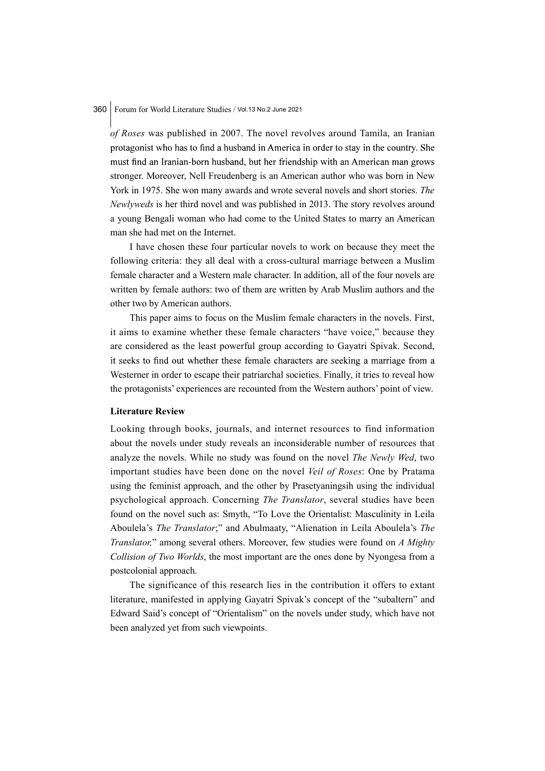*of Roses* was published in 2007. The novel revolves around Tamila, an Iranian protagonist who has to find a husband in America in order to stay in the country. She must find an Iranian-born husband, but her friendship with an American man grows stronger. Moreover, Nell Freudenberg is an American author who was born in New York in 1975. She won many awards and wrote several novels and short stories. *The Newlyweds* is her third novel and was published in 2013. The story revolves around a young Bengali woman who had come to the United States to marry an American man she had met on the Internet.

I have chosen these four particular novels to work on because they meet the following criteria: they all deal with a cross-cultural marriage between a Muslim female character and a Western male character. In addition, all of the four novels are written by female authors: two of them are written by Arab Muslim authors and the other two by American authors.

This paper aims to focus on the Muslim female characters in the novels. First, it aims to examine whether these female characters "have voice," because they are considered as the least powerful group according to Gayatri Spivak. Second, it seeks to find out whether these female characters are seeking a marriage from a Westerner in order to escape their patriarchal societies. Finally, it tries to reveal how the protagonists' experiences are recounted from the Western authors' point of view.

**Literature Review**

Looking through books, journals, and internet resources to find information about the novels under study reveals an inconsiderable number of resources that analyze the novels. While no study was found on the novel *The Newly Wed*, two important studies have been done on the novel *Veil of Roses*: One by Pratama using the feminist approach, and the other by Prasetyaningsih using the individual psychological approach. Concerning *The Translator*, several studies have been found on the novel such as: Smyth, "To Love the Orientalist: Masculinity in Leila Aboulela's *The Translator*;" and Abulmaaty, "Alienation in Leila Aboulela's *The Translator,*" among several others. Moreover, few studies were found on *A Mighty Collision of Two Worlds*, the most important are the ones done by Nyongesa from a postcolonial approach.

The significance of this research lies in the contribution it offers to extant literature, manifested in applying Gayatri Spivak's concept of the "subaltern" and Edward Said's concept of "Orientalism" on the novels under study, which have not been analyzed yet from such viewpoints.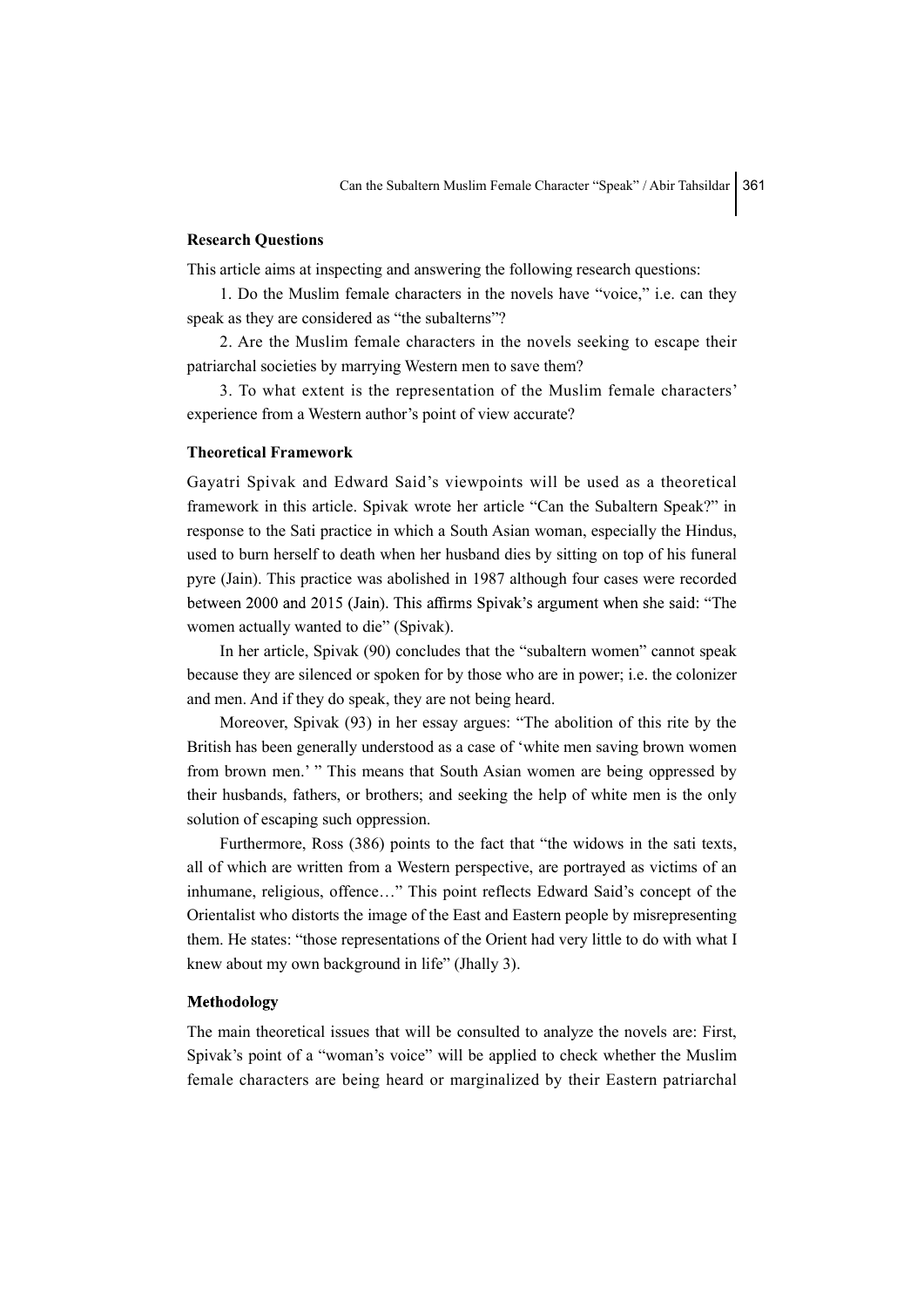### Research Questions

This article aims at inspecting and answering the following research questions:

1. Do the Muslim female characters in the novels have "voice," i.e. can they speak as they are considered as "the subalterns"?

2. Are the Muslim female characters in the novels seeking to escape their patriarchal societies by marrying Western men to save them?

3. To what extent is the representation of the Muslim female characters' experience from a Western author's point of view accurate?

### Theoretical Framework

Gayatri Spivak and Edward Said's viewpoints will be used as a theoretical framework in this article. Spivak wrote her article "Can the Subaltern Speak?" in response to the Sati practice in which a South Asian woman, especially the Hindus, used to burn herself to death when her husband dies by sitting on top of his funeral pyre (Jain). This practice was abolished in 1987 although four cases were recorded between 2000 and 2015 (Jain). This affirms Spivak's argument when she said: "The women actually wanted to die" (Spivak).

In her article, Spivak (90) concludes that the "subaltern women" cannot speak because they are silenced or spoken for by those who are in power; i.e. the colonizer and men. And if they do speak, they are not being heard.

Moreover, Spivak (93) in her essay argues: "The abolition of this rite by the British has been generally understood as a case of 'white men saving brown women from brown men.' " This means that South Asian women are being oppressed by their husbands, fathers, or brothers; and seeking the help of white men is the only solution of escaping such oppression.

Furthermore, Ross (386) points to the fact that "the widows in the sati texts, all of which are written from a Western perspective, are portrayed as victims of an inhumane, religious, offence…" This point reflects Edward Said's concept of the Orientalist who distorts the image of the East and Eastern people by misrepresenting them. He states: "those representations of the Orient had very little to do with what I knew about my own background in life" (Jhally 3).

### Methodology

The main theoretical issues that will be consulted to analyze the novels are: First, Spivak's point of a "woman's voice" will be applied to check whether the Muslim female characters are being heard or marginalized by their Eastern patriarchal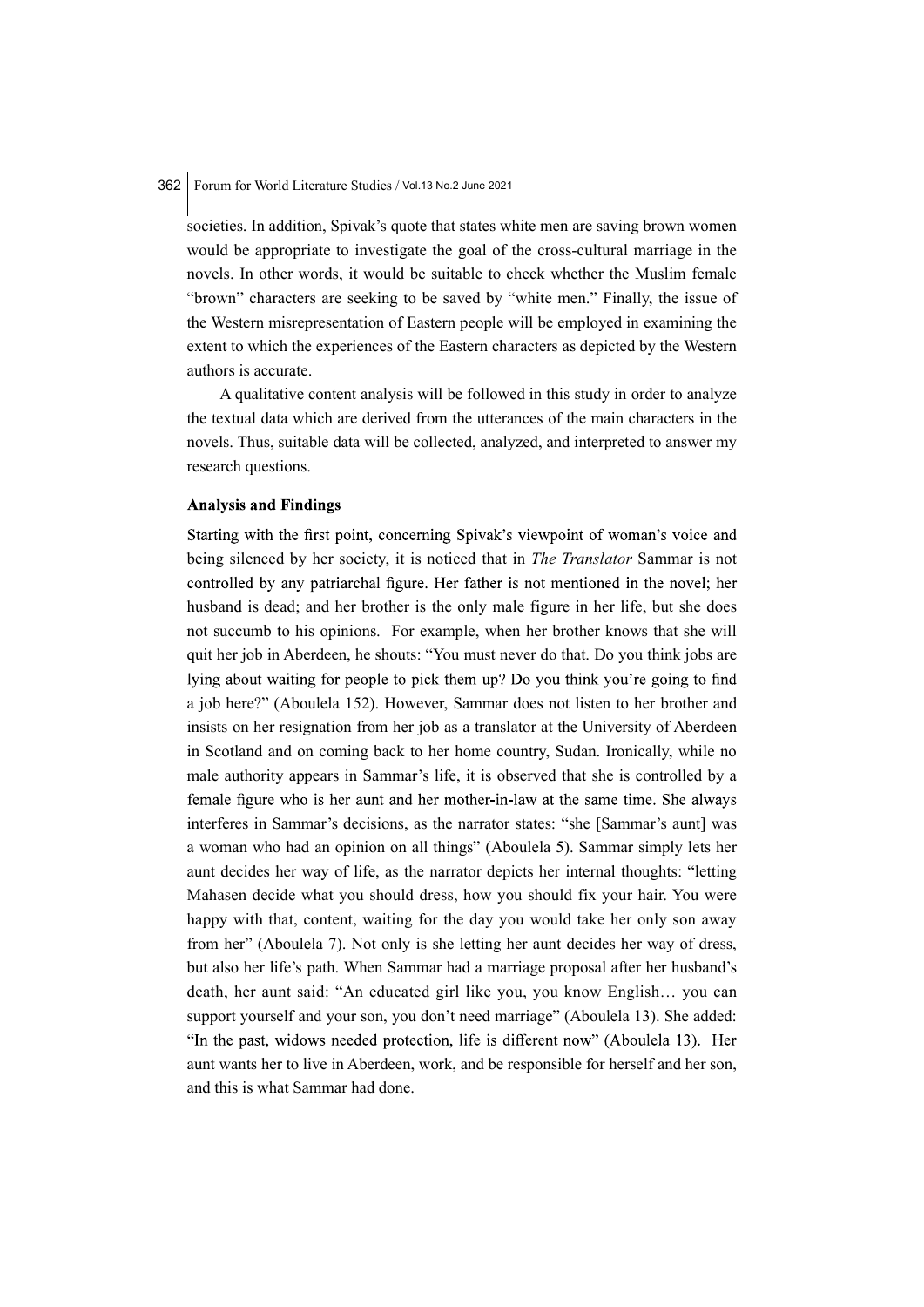societies. In addition, Spivak's quote that states white men are saving brown women would be appropriate to investigate the goal of the cross-cultural marriage in the novels. In other words, it would be suitable to check whether the Muslim female "brown" characters are seeking to be saved by "white men." Finally, the issue of the Western misrepresentation of Eastern people will be employed in examining the extent to which the experiences of the Eastern characters as depicted by the Western authors is accurate.

A qualitative content analysis will be followed in this study in order to analyze the textual data which are derived from the utterances of the main characters in the novels. Thus, suitable data will be collected, analyzed, and interpreted to answer my research questions.

**Analysis and Findings**

Starting with the first point, concerning Spivak's viewpoint of woman's voice and being silenced by her society, it is noticed that in *The Translator* Sammar is not controlled by any patriarchal figure. Her father is not mentioned in the novel; her husband is dead; and her brother is the only male figure in her life, but she does not succumb to his opinions. For example, when her brother knows that she will quit her job in Aberdeen, he shouts: "You must never do that. Do you think jobs are lying about waiting for people to pick them up? Do you think you're going to find a job here?" (Aboulela 152). However, Sammar does not listen to her brother and insists on her resignation from her job as a translator at the University of Aberdeen in Scotland and on coming back to her home country, Sudan. Ironically, while no male authority appears in Sammar's life, it is observed that she is controlled by a female figure who is her aunt and her mother-in-law at the same time. She always interferes in Sammar's decisions, as the narrator states: "she [Sammar's aunt] was a woman who had an opinion on all things" (Aboulela 5). Sammar simply lets her aunt decides her way of life, as the narrator depicts her internal thoughts: "letting Mahasen decide what you should dress, how you should fix your hair. You were happy with that, content, waiting for the day you would take her only son away from her" (Aboulela 7). Not only is she letting her aunt decides her way of dress, but also her life's path. When Sammar had a marriage proposal after her husband's death, her aunt said: "An educated girl like you, you know English… you can support yourself and your son, you don't need marriage" (Aboulela 13). She added: "In the past, widows needed protection, life is different now" (Aboulela 13). Her aunt wants her to live in Aberdeen, work, and be responsible for herself and her son, and this is what Sammar had done.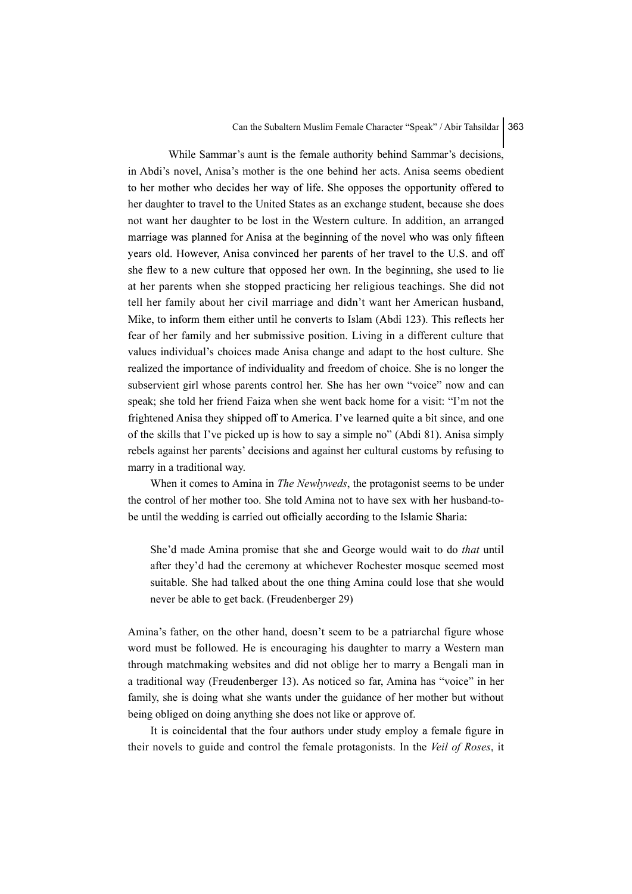While Sammar's aunt is the female authority behind Sammar's decisions, in Abdi's novel, Anisa's mother is the one behind her acts. Anisa seems obedient to her mother who decides her way of life. She opposes the opportunity offered to her daughter to travel to the United States as an exchange student, because she does not want her daughter to be lost in the Western culture. In addition, an arranged marriage was planned for Anisa at the beginning of the novel who was only fifteen years old. However, Anisa convinced her parents of her travel to the U.S. and off she flew to a new culture that opposed her own. In the beginning, she used to lie at her parents when she stopped practicing her religious teachings. She did not tell her family about her civil marriage and didn't want her American husband, Mike, to inform them either until he converts to Islam (Abdi 123). This reflects her fear of her family and her submissive position. Living in a different culture that values individual's choices made Anisa change and adapt to the host culture. She realized the importance of individuality and freedom of choice. She is no longer the subservient girl whose parents control her. She has her own "voice" now and can speak; she told her friend Faiza when she went back home for a visit: "I'm not the frightened Anisa they shipped off to America. I've learned quite a bit since, and one of the skills that I've picked up is how to say a simple no" (Abdi 81). Anisa simply rebels against her parents' decisions and against her cultural customs by refusing to marry in a traditional way.

When it comes to Amina in *The Newlyweds*, the protagonist seems to be under the control of her mother too. She told Amina not to have sex with her husband-to-be until the wedding is carried out officially according to the Islamic Sharia:

> She'd made Amina promise that she and George would wait to do *that* until after they'd had the ceremony at whichever Rochester mosque seemed most suitable. She had talked about the one thing Amina could lose that she would never be able to get back. (Freudenberger 29)

Amina's father, on the other hand, doesn't seem to be a patriarchal figure whose word must be followed. He is encouraging his daughter to marry a Western man through matchmaking websites and did not oblige her to marry a Bengali man in a traditional way (Freudenberger 13). As noticed so far, Amina has "voice" in her family, she is doing what she wants under the guidance of her mother but without being obliged on doing anything she does not like or approve of.

It is coincidental that the four authors under study employ a female figure in their novels to guide and control the female protagonists. In the *Veil of Roses*, it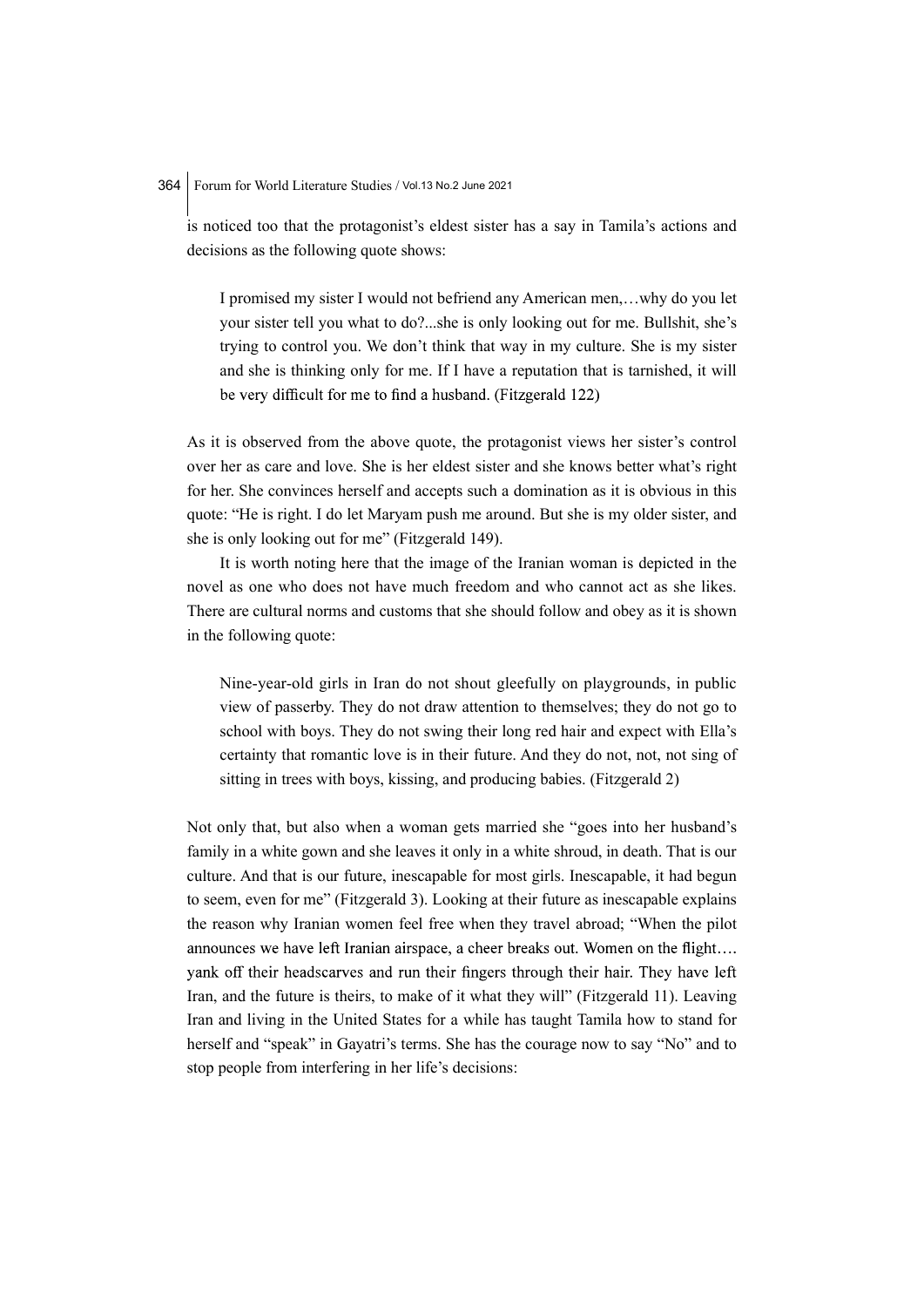is noticed too that the protagonist's eldest sister has a say in Tamila's actions and decisions as the following quote shows:

> I promised my sister I would not befriend any American men,…why do you let your sister tell you what to do?...she is only looking out for me. Bullshit, she's trying to control you. We don't think that way in my culture. She is my sister and she is thinking only for me. If I have a reputation that is tarnished, it will be very difficult for me to find a husband. (Fitzgerald 122)

As it is observed from the above quote, the protagonist views her sister's control over her as care and love. She is her eldest sister and she knows better what's right for her. She convinces herself and accepts such a domination as it is obvious in this quote: "He is right. I do let Maryam push me around. But she is my older sister, and she is only looking out for me" (Fitzgerald 149).

It is worth noting here that the image of the Iranian woman is depicted in the novel as one who does not have much freedom and who cannot act as she likes. There are cultural norms and customs that she should follow and obey as it is shown in the following quote:

> Nine-year-old girls in Iran do not shout gleefully on playgrounds, in public view of passerby. They do not draw attention to themselves; they do not go to school with boys. They do not swing their long red hair and expect with Ella's certainty that romantic love is in their future. And they do not, not, not sing of sitting in trees with boys, kissing, and producing babies. (Fitzgerald 2)

Not only that, but also when a woman gets married she "goes into her husband's family in a white gown and she leaves it only in a white shroud, in death. That is our culture. And that is our future, inescapable for most girls. Inescapable, it had begun to seem, even for me" (Fitzgerald 3). Looking at their future as inescapable explains the reason why Iranian women feel free when they travel abroad; "When the pilot announces we have left Iranian airspace, a cheer breaks out. Women on the flight…. yank off their headscarves and run their fingers through their hair. They have left Iran, and the future is theirs, to make of it what they will" (Fitzgerald 11). Leaving Iran and living in the United States for a while has taught Tamila how to stand for herself and "speak" in Gayatri's terms. She has the courage now to say "No" and to stop people from interfering in her life's decisions: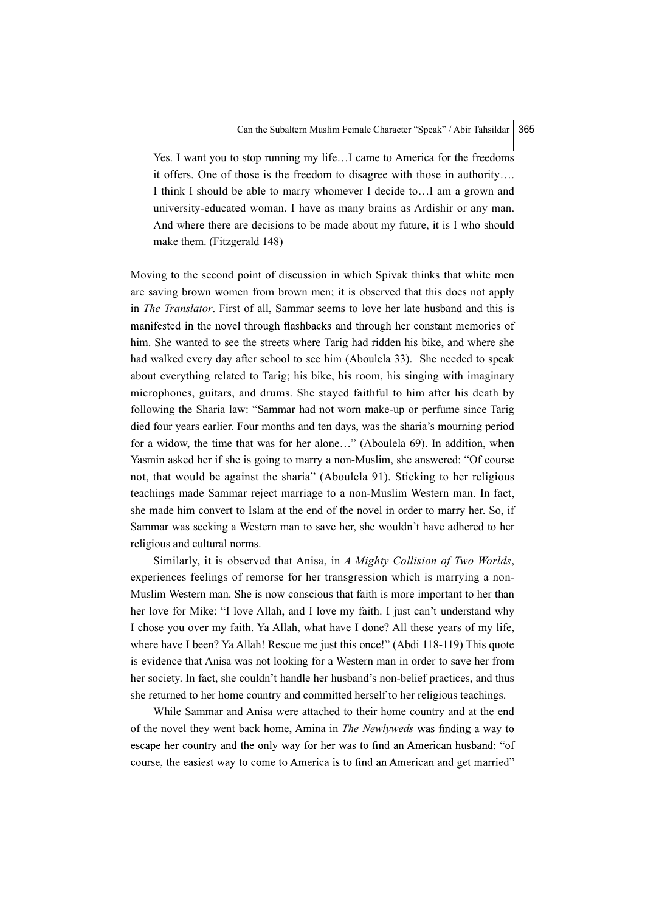> Yes. I want you to stop running my life…I came to America for the freedoms it offers. One of those is the freedom to disagree with those in authority…. I think I should be able to marry whomever I decide to…I am a grown and university-educated woman. I have as many brains as Ardishir or any man. And where there are decisions to be made about my future, it is I who should make them. (Fitzgerald 148)

Moving to the second point of discussion in which Spivak thinks that white men are saving brown women from brown men; it is observed that this does not apply in *The Translator*. First of all, Sammar seems to love her late husband and this is manifested in the novel through flashbacks and through her constant memories of him. She wanted to see the streets where Tarig had ridden his bike, and where she had walked every day after school to see him (Aboulela 33). She needed to speak about everything related to Tarig; his bike, his room, his singing with imaginary microphones, guitars, and drums. She stayed faithful to him after his death by following the Sharia law: "Sammar had not worn make-up or perfume since Tarig died four years earlier. Four months and ten days, was the sharia's mourning period for a widow, the time that was for her alone…" (Aboulela 69). In addition, when Yasmin asked her if she is going to marry a non-Muslim, she answered: "Of course not, that would be against the sharia" (Aboulela 91). Sticking to her religious teachings made Sammar reject marriage to a non-Muslim Western man. In fact, she made him convert to Islam at the end of the novel in order to marry her. So, if Sammar was seeking a Western man to save her, she wouldn't have adhered to her religious and cultural norms.

Similarly, it is observed that Anisa, in *A Mighty Collision of Two Worlds*, experiences feelings of remorse for her transgression which is marrying a non-Muslim Western man. She is now conscious that faith is more important to her than her love for Mike: "I love Allah, and I love my faith. I just can't understand why I chose you over my faith. Ya Allah, what have I done? All these years of my life, where have I been? Ya Allah! Rescue me just this once!" (Abdi 118-119) This quote is evidence that Anisa was not looking for a Western man in order to save her from her society. In fact, she couldn't handle her husband's non-belief practices, and thus she returned to her home country and committed herself to her religious teachings.

While Sammar and Anisa were attached to their home country and at the end of the novel they went back home, Amina in *The Newlyweds* was finding a way to escape her country and the only way for her was to find an American husband: "of course, the easiest way to come to America is to find an American and get married"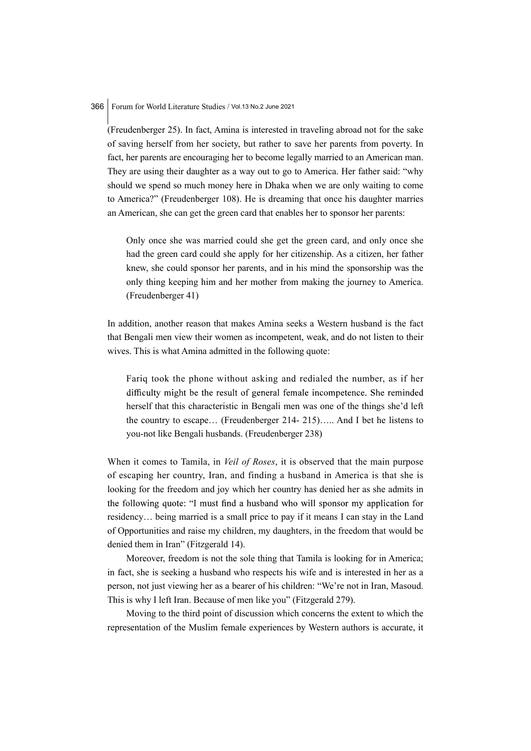(Freudenberger 25). In fact, Amina is interested in traveling abroad not for the sake of saving herself from her society, but rather to save her parents from poverty. In fact, her parents are encouraging her to become legally married to an American man. They are using their daughter as a way out to go to America. Her father said: "why should we spend so much money here in Dhaka when we are only waiting to come to America?" (Freudenberger 108). He is dreaming that once his daughter marries an American, she can get the green card that enables her to sponsor her parents:

> Only once she was married could she get the green card, and only once she had the green card could she apply for her citizenship. As a citizen, her father knew, she could sponsor her parents, and in his mind the sponsorship was the only thing keeping him and her mother from making the journey to America. (Freudenberger 41)

In addition, another reason that makes Amina seeks a Western husband is the fact that Bengali men view their women as incompetent, weak, and do not listen to their wives. This is what Amina admitted in the following quote:

> Fariq took the phone without asking and redialed the number, as if her difficulty might be the result of general female incompetence. She reminded herself that this characteristic in Bengali men was one of the things she'd left the country to escape… (Freudenberger 214- 215)….. And I bet he listens to you-not like Bengali husbands. (Freudenberger 238)

When it comes to Tamila, in *Veil of Roses*, it is observed that the main purpose of escaping her country, Iran, and finding a husband in America is that she is looking for the freedom and joy which her country has denied her as she admits in the following quote: "I must find a husband who will sponsor my application for residency… being married is a small price to pay if it means I can stay in the Land of Opportunities and raise my children, my daughters, in the freedom that would be denied them in Iran" (Fitzgerald 14).

Moreover, freedom is not the sole thing that Tamila is looking for in America; in fact, she is seeking a husband who respects his wife and is interested in her as a person, not just viewing her as a bearer of his children: "We're not in Iran, Masoud. This is why I left Iran. Because of men like you" (Fitzgerald 279).

Moving to the third point of discussion which concerns the extent to which the representation of the Muslim female experiences by Western authors is accurate, it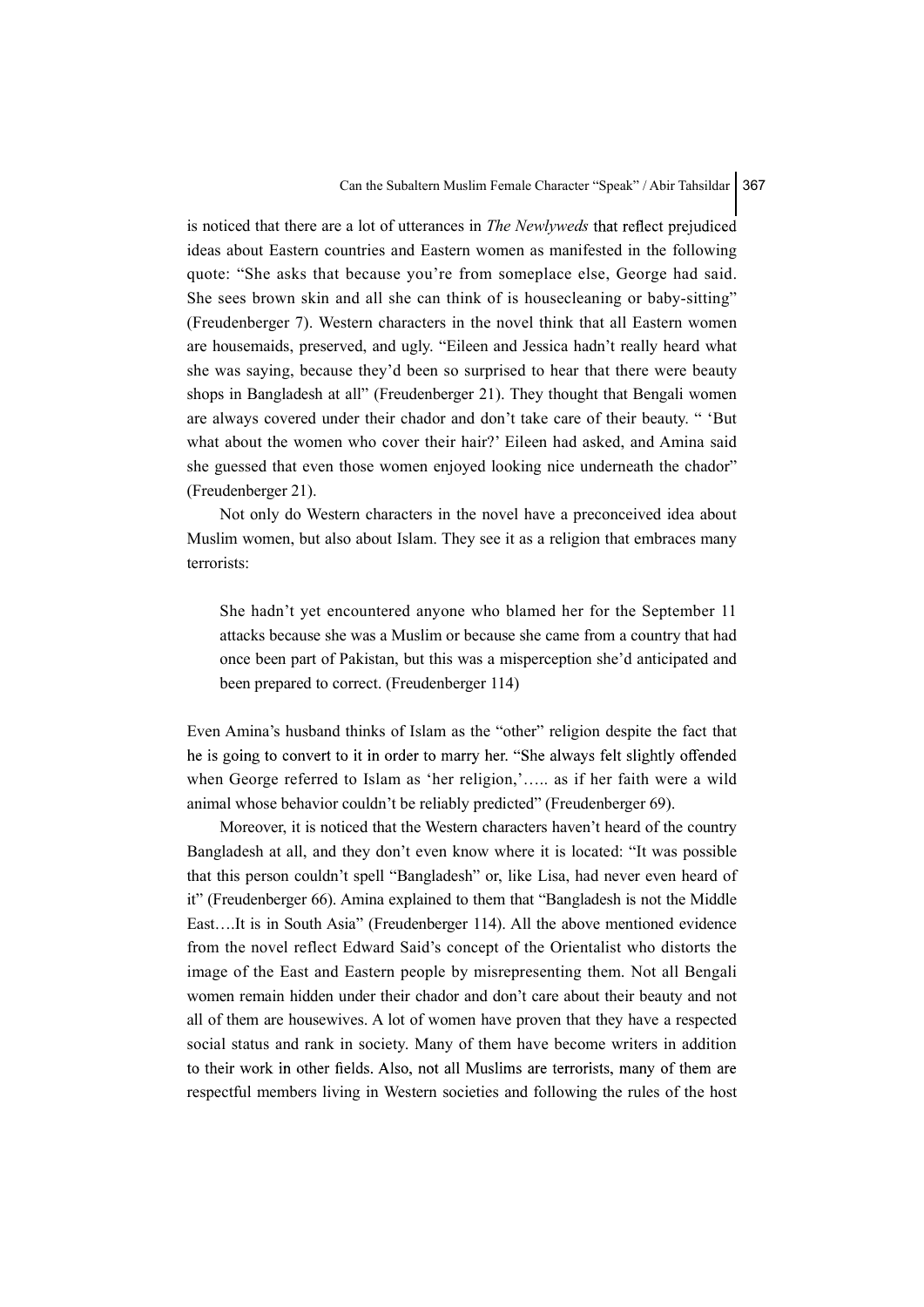is noticed that there are a lot of utterances in *The Newlyweds* that reflect prejudiced ideas about Eastern countries and Eastern women as manifested in the following quote: "She asks that because you're from someplace else, George had said. She sees brown skin and all she can think of is housecleaning or baby-sitting" (Freudenberger 7). Western characters in the novel think that all Eastern women are housemaids, preserved, and ugly. "Eileen and Jessica hadn't really heard what she was saying, because they'd been so surprised to hear that there were beauty shops in Bangladesh at all" (Freudenberger 21). They thought that Bengali women are always covered under their chador and don't take care of their beauty. " 'But what about the women who cover their hair?' Eileen had asked, and Amina said she guessed that even those women enjoyed looking nice underneath the chador" (Freudenberger 21).

Not only do Western characters in the novel have a preconceived idea about Muslim women, but also about Islam. They see it as a religion that embraces many terrorists:

> She hadn't yet encountered anyone who blamed her for the September 11 attacks because she was a Muslim or because she came from a country that had once been part of Pakistan, but this was a misperception she'd anticipated and been prepared to correct. (Freudenberger 114)

Even Amina's husband thinks of Islam as the "other" religion despite the fact that he is going to convert to it in order to marry her. "She always felt slightly offended when George referred to Islam as 'her religion,'….. as if her faith were a wild animal whose behavior couldn't be reliably predicted" (Freudenberger 69).

Moreover, it is noticed that the Western characters haven't heard of the country Bangladesh at all, and they don't even know where it is located: "It was possible that this person couldn't spell "Bangladesh" or, like Lisa, had never even heard of it" (Freudenberger 66). Amina explained to them that "Bangladesh is not the Middle East….It is in South Asia" (Freudenberger 114). All the above mentioned evidence from the novel reflect Edward Said's concept of the Orientalist who distorts the image of the East and Eastern people by misrepresenting them. Not all Bengali women remain hidden under their chador and don't care about their beauty and not all of them are housewives. A lot of women have proven that they have a respected social status and rank in society. Many of them have become writers in addition to their work in other fields. Also, not all Muslims are terrorists, many of them are respectful members living in Western societies and following the rules of the host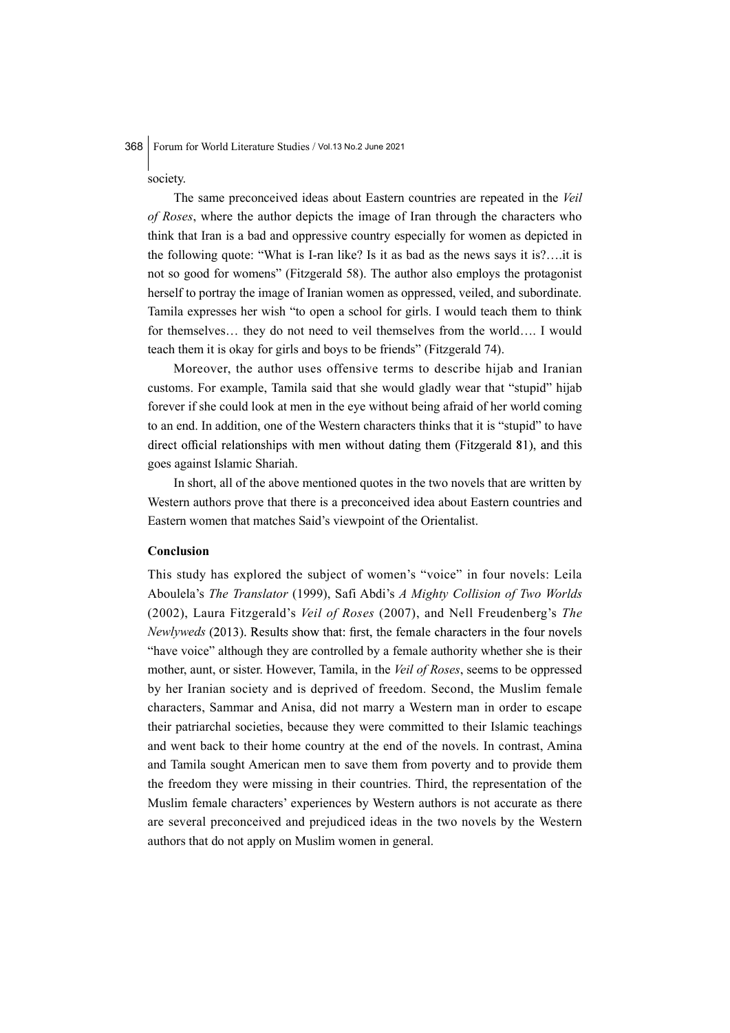society.

The same preconceived ideas about Eastern countries are repeated in the *Veil of Roses*, where the author depicts the image of Iran through the characters who think that Iran is a bad and oppressive country especially for women as depicted in the following quote: "What is I-ran like? Is it as bad as the news says it is?….it is not so good for womens" (Fitzgerald 58). The author also employs the protagonist herself to portray the image of Iranian women as oppressed, veiled, and subordinate. Tamila expresses her wish "to open a school for girls. I would teach them to think for themselves… they do not need to veil themselves from the world…. I would teach them it is okay for girls and boys to be friends" (Fitzgerald 74).

Moreover, the author uses offensive terms to describe hijab and Iranian customs. For example, Tamila said that she would gladly wear that "stupid" hijab forever if she could look at men in the eye without being afraid of her world coming to an end. In addition, one of the Western characters thinks that it is "stupid" to have direct official relationships with men without dating them (Fitzgerald 81), and this goes against Islamic Shariah.

In short, all of the above mentioned quotes in the two novels that are written by Western authors prove that there is a preconceived idea about Eastern countries and Eastern women that matches Said's viewpoint of the Orientalist.

## Conclusion

This study has explored the subject of women's "voice" in four novels: Leila Aboulela's *The Translator* (1999), Safi Abdi's *A Mighty Collision of Two Worlds* (2002), Laura Fitzgerald's *Veil of Roses* (2007), and Nell Freudenberg's *The Newlyweds* (2013). Results show that: first, the female characters in the four novels "have voice" although they are controlled by a female authority whether she is their mother, aunt, or sister. However, Tamila, in the *Veil of Roses*, seems to be oppressed by her Iranian society and is deprived of freedom. Second, the Muslim female characters, Sammar and Anisa, did not marry a Western man in order to escape their patriarchal societies, because they were committed to their Islamic teachings and went back to their home country at the end of the novels. In contrast, Amina and Tamila sought American men to save them from poverty and to provide them the freedom they were missing in their countries. Third, the representation of the Muslim female characters' experiences by Western authors is not accurate as there are several preconceived and prejudiced ideas in the two novels by the Western authors that do not apply on Muslim women in general.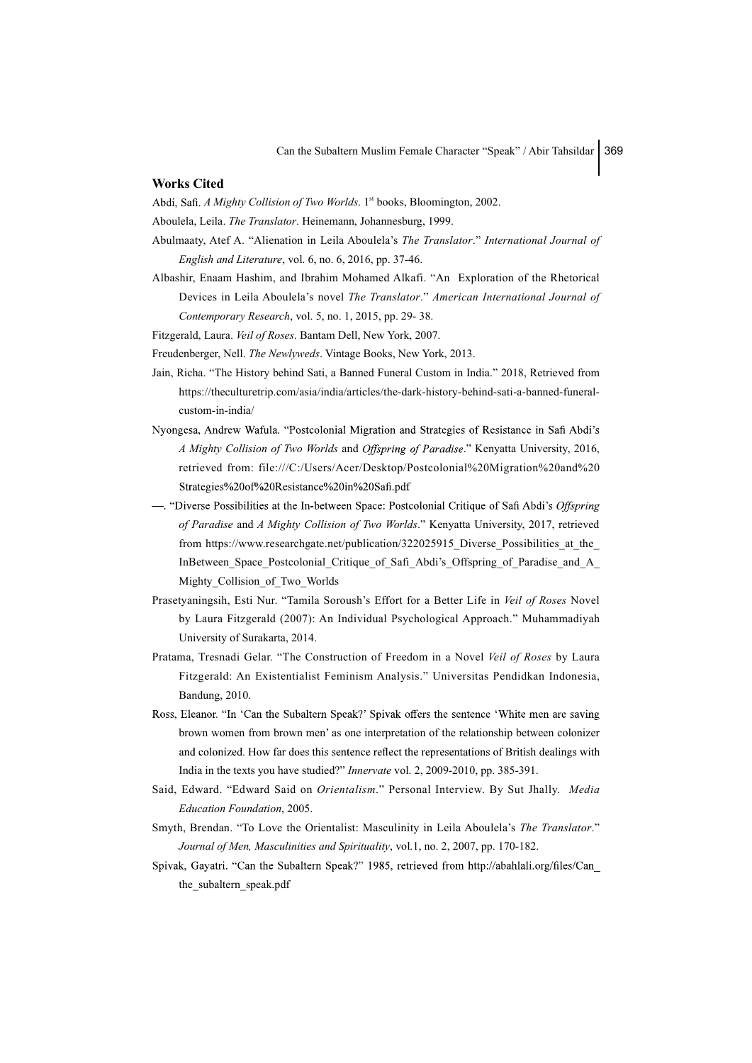## Works Cited

Abdi, Safi. *A Mighty Collision of Two Worlds*. 1st books, Bloomington, 2002.

Aboulela, Leila. *The Translator*. Heinemann, Johannesburg, 1999.

Abulmaaty, Atef A. "Alienation in Leila Aboulela's *The Translator*." *International Journal of English and Literature*, vol. 6, no. 6, 2016, pp. 37-46.

Albashir, Enaam Hashim, and Ibrahim Mohamed Alkafi. "An Exploration of the Rhetorical Devices in Leila Aboulela's novel *The Translator*." *American International Journal of Contemporary Research*, vol. 5, no. 1, 2015, pp. 29- 38.

Fitzgerald, Laura. *Veil of Roses*. Bantam Dell, New York, 2007.

Freudenberger, Nell. *The Newlyweds*. Vintage Books, New York, 2013.

Jain, Richa. "The History behind Sati, a Banned Funeral Custom in India." 2018, Retrieved from https://theculturetrip.com/asia/india/articles/the-dark-history-behind-sati-a-banned-funeral-custom-in-india/

Nyongesa, Andrew Wafula. "Postcolonial Migration and Strategies of Resistance in Safi Abdi's *A Mighty Collision of Two Worlds* and *Offspring of Paradise*." Kenyatta University, 2016, retrieved from: file:///C:/Users/Acer/Desktop/Postcolonial%20Migration%20and%20Strategies%20of%20Resistance%20in%20Safi.pdf

—. "Diverse Possibilities at the In-between Space: Postcolonial Critique of Safi Abdi's *Offspring of Paradise* and *A Mighty Collision of Two Worlds*." Kenyatta University, 2017, retrieved from https://www.researchgate.net/publication/322025915_Diverse_Possibilities_at_the_InBetween_Space_Postcolonial_Critique_of_Safi_Abdi's_Offspring_of_Paradise_and_A_Mighty_Collision_of_Two_Worlds

Prasetyaningsih, Esti Nur. "Tamila Soroush's Effort for a Better Life in *Veil of Roses* Novel by Laura Fitzgerald (2007): An Individual Psychological Approach." Muhammadiyah University of Surakarta, 2014.

Pratama, Tresnadi Gelar. "The Construction of Freedom in a Novel *Veil of Roses* by Laura Fitzgerald: An Existentialist Feminism Analysis." Universitas Pendidkan Indonesia, Bandung, 2010.

Ross, Eleanor. "In 'Can the Subaltern Speak?' Spivak offers the sentence 'White men are saving brown women from brown men' as one interpretation of the relationship between colonizer and colonized. How far does this sentence reflect the representations of British dealings with India in the texts you have studied?" *Innervate* vol. 2, 2009-2010, pp. 385-391.

Said, Edward. "Edward Said on *Orientalism*." Personal Interview. By Sut Jhally. *Media Education Foundation*, 2005.

Smyth, Brendan. "To Love the Orientalist: Masculinity in Leila Aboulela's *The Translator*." *Journal of Men, Masculinities and Spirituality*, vol.1, no. 2, 2007, pp. 170-182.

Spivak, Gayatri. "Can the Subaltern Speak?" 1985, retrieved from http://abahlali.org/files/Can_the_subaltern_speak.pdf